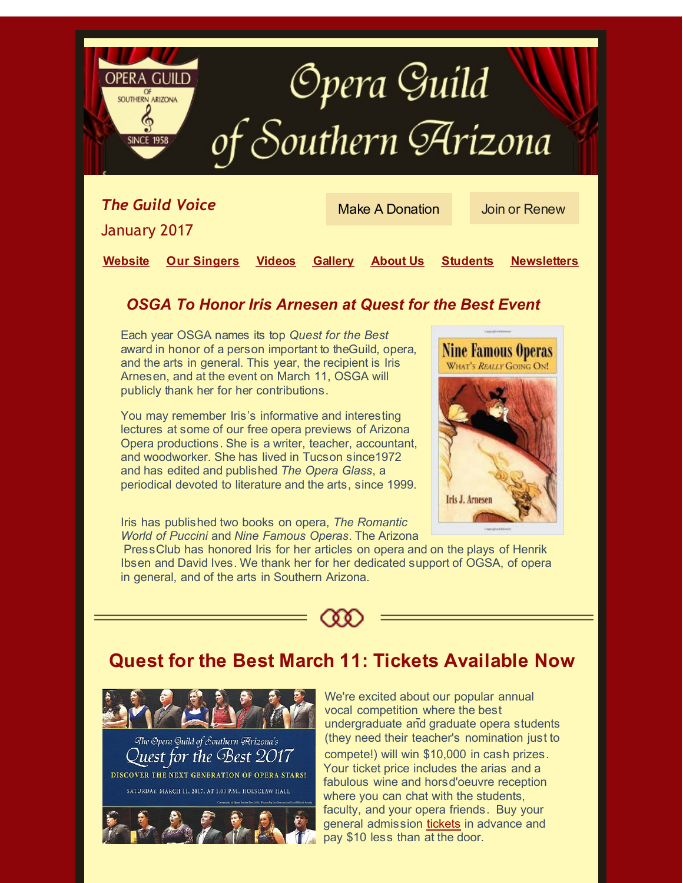# Opera Guild of Southern Arizona

***The Guild Voice***

January 2017

Make A Donation | Join or Renew

**Website** **Our Singers** **Videos** **Gallery** **About Us** **Students** **Newsletters**

## *OSGA To Honor Iris Arnesen at Quest for the Best Event*

Each year OSGA names its top *Quest for the Best* award in honor of a person important to theGuild, opera, and the arts in general. This year, the recipient is Iris Arnesen, and at the event on March 11, OSGA will publicly thank her for her contributions.

You may remember Iris's informative and interesting lectures at some of our free opera previews of Arizona Opera productions. She is a writer, teacher, accountant, and woodworker. She has lived in Tucson since1972 and has edited and published *The Opera Glass*, a periodical devoted to literature and the arts, since 1999.

Iris has published two books on opera, *The Romantic World of Puccini* and *Nine Famous Operas*. The Arizona PressClub has honored Iris for her articles on opera and on the plays of Henrik Ibsen and David Ives. We thank her for her dedicated support of OGSA, of opera in general, and of the arts in Southern Arizona.

## Quest for the Best March 11: Tickets Available Now

We're excited about our popular annual vocal competition where the best undergraduate and graduate opera students (they need their teacher's nomination just to compete!) will win $10,000 in cash prizes. Your ticket price includes the arias and a fabulous wine and horsd'oeuvre reception where you can chat with the students, faculty, and your opera friends. Buy your general admission tickets in advance and pay $10 less than at the door.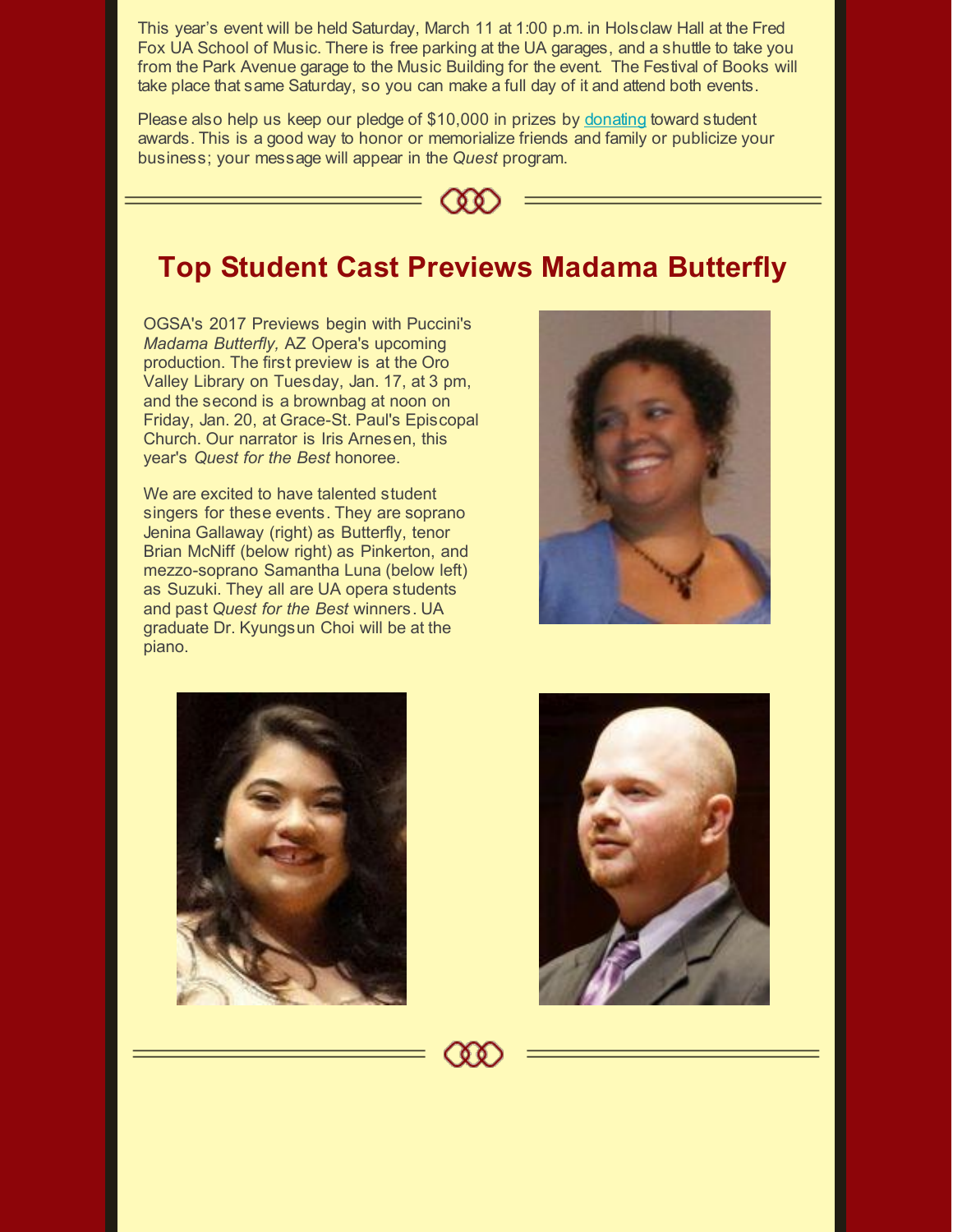This year's event will be held Saturday, March 11 at 1:00 p.m. in Holsclaw Hall at the Fred Fox UA School of Music. There is free parking at the UA garages, and a shuttle to take you from the Park Avenue garage to the Music Building for the event. The Festival of Books will take place that same Saturday, so you can make a full day of it and attend both events.

Please also help us keep our pledge of $10,000 in prizes by donating toward student awards. This is a good way to honor or memorialize friends and family or publicize your business; your message will appear in the *Quest* program.

## Top Student Cast Previews Madama Butterfly

OGSA's 2017 Previews begin with Puccini's *Madama Butterfly,* AZ Opera's upcoming production. The first preview is at the Oro Valley Library on Tuesday, Jan. 17, at 3 pm, and the second is a brownbag at noon on Friday, Jan. 20, at Grace-St. Paul's Episcopal Church. Our narrator is Iris Arnesen, this year's *Quest for the Best* honoree.

We are excited to have talented student singers for these events. They are soprano Jenina Gallaway (right) as Butterfly, tenor Brian McNiff (below right) as Pinkerton, and mezzo-soprano Samantha Luna (below left) as Suzuki. They all are UA opera students and past *Quest for the Best* winners. UA graduate Dr. Kyungsun Choi will be at the piano.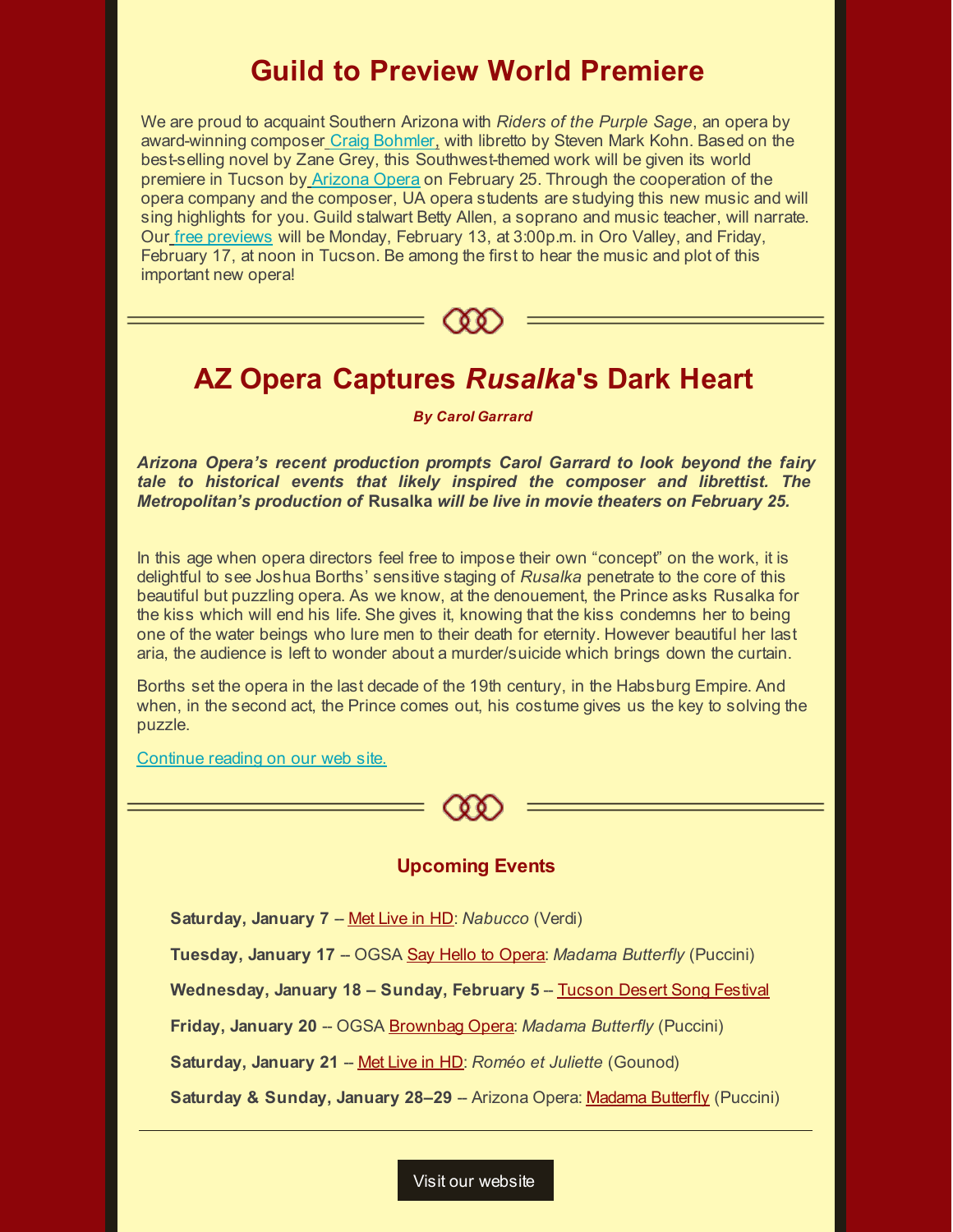## Guild to Preview World Premiere

We are proud to acquaint Southern Arizona with *Riders of the Purple Sage*, an opera by award-winning composer Craig Bohmler, with libretto by Steven Mark Kohn. Based on the best-selling novel by Zane Grey, this Southwest-themed work will be given its world premiere in Tucson by Arizona Opera on February 25. Through the cooperation of the opera company and the composer, UA opera students are studying this new music and will sing highlights for you. Guild stalwart Betty Allen, a soprano and music teacher, will narrate. Our free previews will be Monday, February 13, at 3:00p.m. in Oro Valley, and Friday, February 17, at noon in Tucson. Be among the first to hear the music and plot of this important new opera!

## AZ Opera Captures *Rusalka*'s Dark Heart

***By Carol Garrard***

***Arizona Opera's recent production prompts Carol Garrard to look beyond the fairy tale to historical events that likely inspired the composer and librettist. The Metropolitan's production of* Rusalka *will be live in movie theaters on February 25.***

In this age when opera directors feel free to impose their own "concept" on the work, it is delightful to see Joshua Borths' sensitive staging of *Rusalka* penetrate to the core of this beautiful but puzzling opera. As we know, at the denouement, the Prince asks Rusalka for the kiss which will end his life. She gives it, knowing that the kiss condemns her to being one of the water beings who lure men to their death for eternity. However beautiful her last aria, the audience is left to wonder about a murder/suicide which brings down the curtain.

Borths set the opera in the last decade of the 19th century, in the Habsburg Empire. And when, in the second act, the Prince comes out, his costume gives us the key to solving the puzzle.

Continue reading on our web site.

### Upcoming Events

**Saturday, January 7** – Met Live in HD: *Nabucco* (Verdi)

**Tuesday, January 17** – OGSA Say Hello to Opera: *Madama Butterfly* (Puccini)

**Wednesday, January 18 – Sunday, February 5** – Tucson Desert Song Festival

**Friday, January 20** -- OGSA Brownbag Opera: *Madama Butterfly* (Puccini)

**Saturday, January 21** -- Met Live in HD: *Roméo et Juliette* (Gounod)

**Saturday & Sunday, January 28–29** -- Arizona Opera: Madama Butterfly (Puccini)

Visit our website